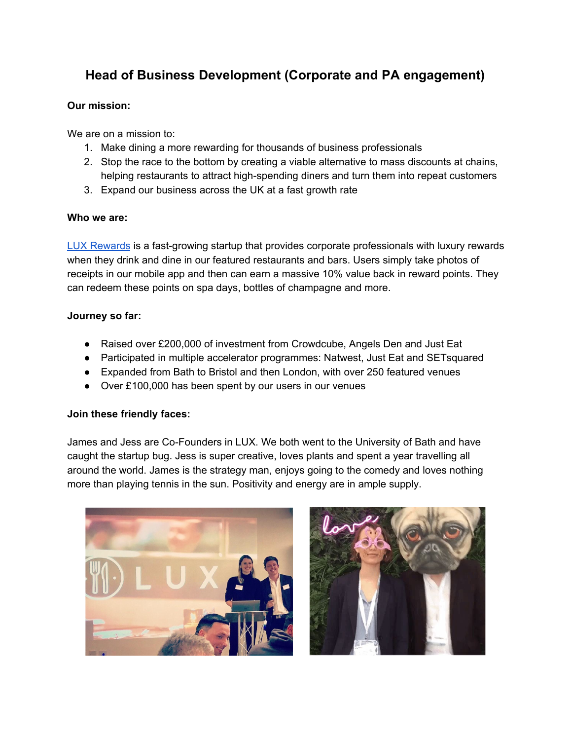# Head of Business Development (Corporate and PA engagement)

**Our mission:**

We are on a mission to:

1. Make dining a more rewarding for thousands of business professionals
2. Stop the race to the bottom by creating a viable alternative to mass discounts at chains, helping restaurants to attract high-spending diners and turn them into repeat customers
3. Expand our business across the UK at a fast growth rate

**Who we are:**

[LUX Rewards] is a fast-growing startup that provides corporate professionals with luxury rewards when they drink and dine in our featured restaurants and bars. Users simply take photos of receipts in our mobile app and then can earn a massive 10% value back in reward points. They can redeem these points on spa days, bottles of champagne and more.

**Journey so far:**

- Raised over £200,000 of investment from Crowdcube, Angels Den and Just Eat
- Participated in multiple accelerator programmes: Natwest, Just Eat and SETsquared
- Expanded from Bath to Bristol and then London, with over 250 featured venues
- Over £100,000 has been spent by our users in our venues

**Join these friendly faces:**

James and Jess are Co-Founders in LUX. We both went to the University of Bath and have caught the startup bug. Jess is super creative, loves plants and spent a year travelling all around the world. James is the strategy man, enjoys going to the comedy and loves nothing more than playing tennis in the sun. Positivity and energy are in ample supply.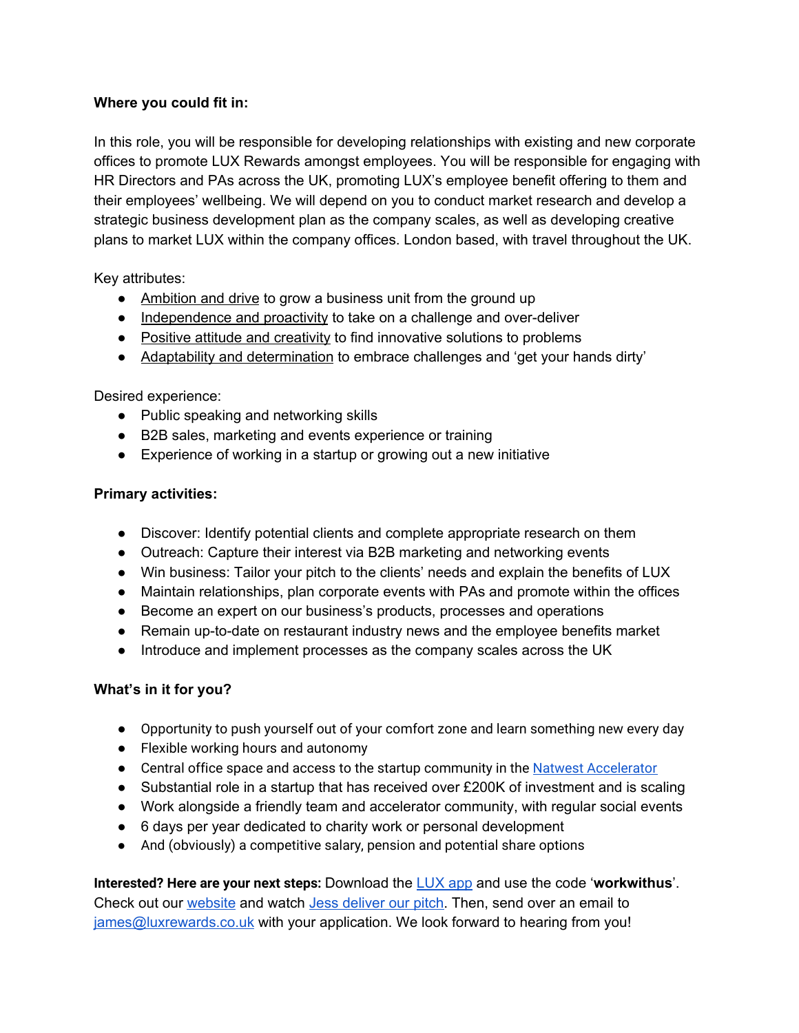**Where you could fit in:**

In this role, you will be responsible for developing relationships with existing and new corporate offices to promote LUX Rewards amongst employees. You will be responsible for engaging with HR Directors and PAs across the UK, promoting LUX's employee benefit offering to them and their employees' wellbeing. We will depend on you to conduct market research and develop a strategic business development plan as the company scales, as well as developing creative plans to market LUX within the company offices. London based, with travel throughout the UK.

Key attributes:

- Ambition and drive to grow a business unit from the ground up
- Independence and proactivity to take on a challenge and over-deliver
- Positive attitude and creativity to find innovative solutions to problems
- Adaptability and determination to embrace challenges and 'get your hands dirty'

Desired experience:

- Public speaking and networking skills
- B2B sales, marketing and events experience or training
- Experience of working in a startup or growing out a new initiative

**Primary activities:**

- Discover: Identify potential clients and complete appropriate research on them
- Outreach: Capture their interest via B2B marketing and networking events
- Win business: Tailor your pitch to the clients' needs and explain the benefits of LUX
- Maintain relationships, plan corporate events with PAs and promote within the offices
- Become an expert on our business's products, processes and operations
- Remain up-to-date on restaurant industry news and the employee benefits market
- Introduce and implement processes as the company scales across the UK

**What's in it for you?**

- Opportunity to push yourself out of your comfort zone and learn something new every day
- Flexible working hours and autonomy
- Central office space and access to the startup community in the Natwest Accelerator
- Substantial role in a startup that has received over £200K of investment and is scaling
- Work alongside a friendly team and accelerator community, with regular social events
- 6 days per year dedicated to charity work or personal development
- And (obviously) a competitive salary, pension and potential share options

**Interested? Here are your next steps:** Download the LUX app and use the code '**workwithus**'. Check out our website and watch Jess deliver our pitch. Then, send over an email to james@luxrewards.co.uk with your application. We look forward to hearing from you!